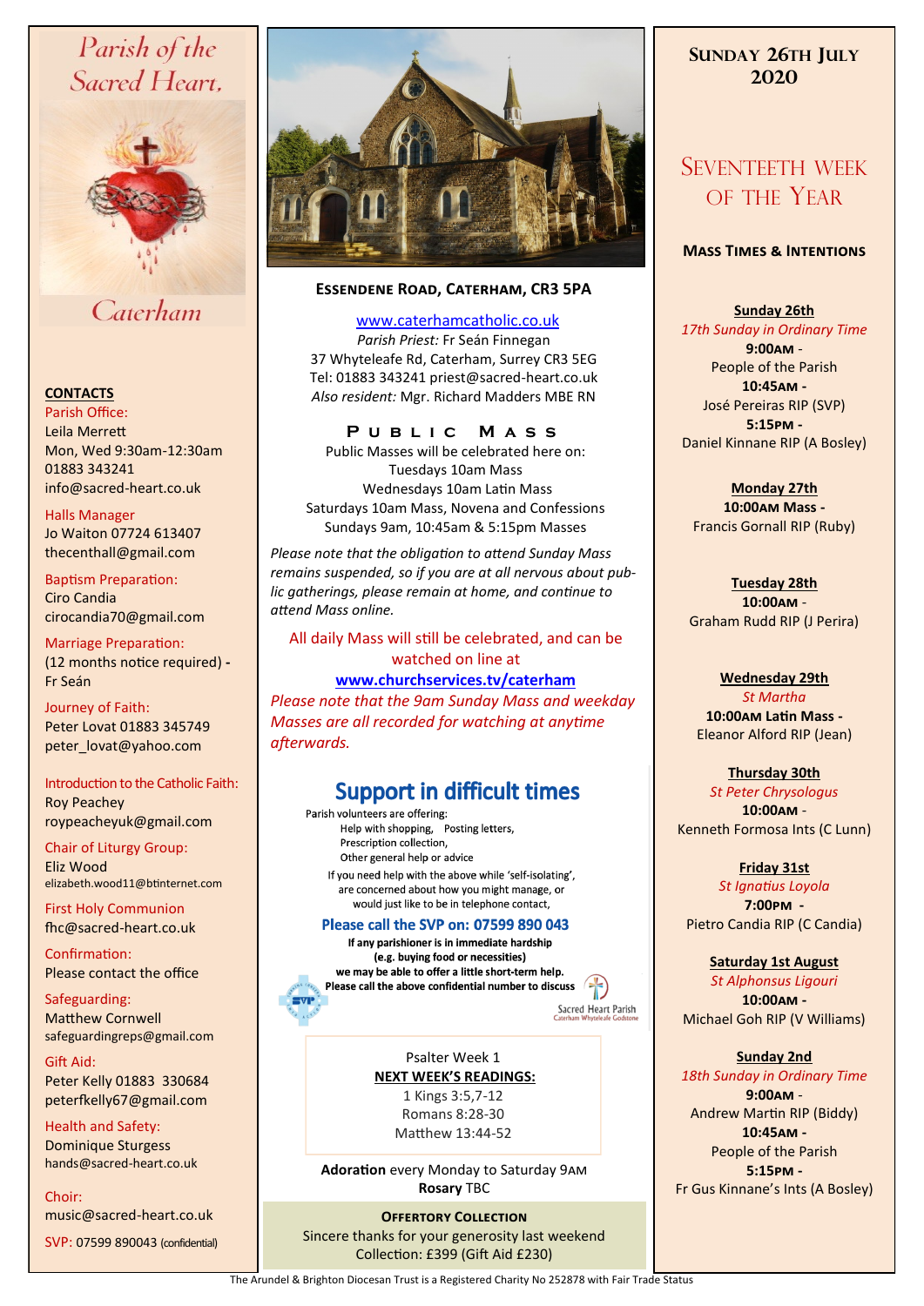# Parish of the Sacred Heart, Caterham

## CONTACTS

Parish Office:
Leila Merrett
Mon, Wed 9:30am-12:30am
01883 343241
info@sacred-heart.co.uk

Halls Manager
Jo Waiton 07724 613407
thecenthall@gmail.com

Baptism Preparation:
Ciro Candia
cirocandia70@gmail.com

Marriage Preparation:
(12 months notice required) - Fr Seán

Journey of Faith:
Peter Lovat 01883 345749
peter_lovat@yahoo.com

Introduction to the Catholic Faith:
Roy Peachey
roypeacheyuk@gmail.com

Chair of Liturgy Group:
Eliz Wood
elizabeth.wood11@btinternet.com

First Holy Communion
fhc@sacred-heart.co.uk

Confirmation:
Please contact the office

Safeguarding:
Matthew Cornwell
safeguardingreps@gmail.com

Gift Aid:
Peter Kelly 01883 330684
peterfkelly67@gmail.com

Health and Safety:
Dominique Sturgess
hands@sacred-heart.co.uk

Choir:
music@sacred-heart.co.uk

SVP: 07599 890043 (confidential)

## Essendene Road, Caterham, CR3 5PA

www.caterhamcatholic.co.uk
*Parish Priest:* Fr Seán Finnegan
37 Whyteleafe Rd, Caterham, Surrey CR3 5EG
Tel: 01883 343241 priest@sacred-heart.co.uk
*Also resident:* Mgr. Richard Madders MBE RN

### Public Mass

Public Masses will be celebrated here on:
Tuesdays 10am Mass
Wednesdays 10am Latin Mass
Saturdays 10am Mass, Novena and Confessions
Sundays 9am, 10:45am & 5:15pm Masses

*Please note that the obligation to attend Sunday Mass remains suspended, so if you are at all nervous about public gatherings, please remain at home, and continue to attend Mass online.*

All daily Mass will still be celebrated, and can be watched on line at
**www.churchservices.tv/caterham**
*Please note that the 9am Sunday Mass and weekday Masses are all recorded for watching at anytime afterwards.*

### Support in difficult times

Parish volunteers are offering:
Help with shopping, Posting letters,
Prescription collection,
Other general help or advice

If you need help with the above while 'self-isolating', are concerned about how you might manage, or would just like to be in telephone contact,

**Please call the SVP on: 07599 890 043**

**If any parishioner is in immediate hardship (e.g. buying food or necessities) we may be able to offer a little short-term help. Please call the above confidential number to discuss**

Sacred Heart Parish
Caterham Whyteleafe Godstone

Psalter Week 1
**NEXT WEEK'S READINGS:**
1 Kings 3:5,7-12
Romans 8:28-30
Matthew 13:44-52

**Adoration** every Monday to Saturday 9AM
**Rosary** TBC

**Offertory Collection**
Sincere thanks for your generosity last weekend
Collection: £399 (Gift Aid £230)

## Sunday 26th July 2020

## Seventeeth Week of the Year

### Mass Times & Intentions

**Sunday 26th**
*17th Sunday in Ordinary Time*
**9:00AM** -
People of the Parish
**10:45AM** -
José Pereiras RIP (SVP)
**5:15PM** -
Daniel Kinnane RIP (A Bosley)

**Monday 27th**
**10:00AM Mass** -
Francis Gornall RIP (Ruby)

**Tuesday 28th**
**10:00AM** -
Graham Rudd RIP (J Perira)

**Wednesday 29th**
*St Martha*
**10:00AM Latin Mass** -
Eleanor Alford RIP (Jean)

**Thursday 30th**
*St Peter Chrysologus*
**10:00AM** -
Kenneth Formosa Ints (C Lunn)

**Friday 31st**
*St Ignatius Loyola*
**7:00PM** -
Pietro Candia RIP (C Candia)

**Saturday 1st August**
*St Alphonsus Ligouri*
**10:00AM** -
Michael Goh RIP (V Williams)

**Sunday 2nd**
*18th Sunday in Ordinary Time*
**9:00AM** -
Andrew Martin RIP (Biddy)
**10:45AM** -
People of the Parish
**5:15PM** -
Fr Gus Kinnane's Ints (A Bosley)

The Arundel & Brighton Diocesan Trust is a Registered Charity No 252878 with Fair Trade Status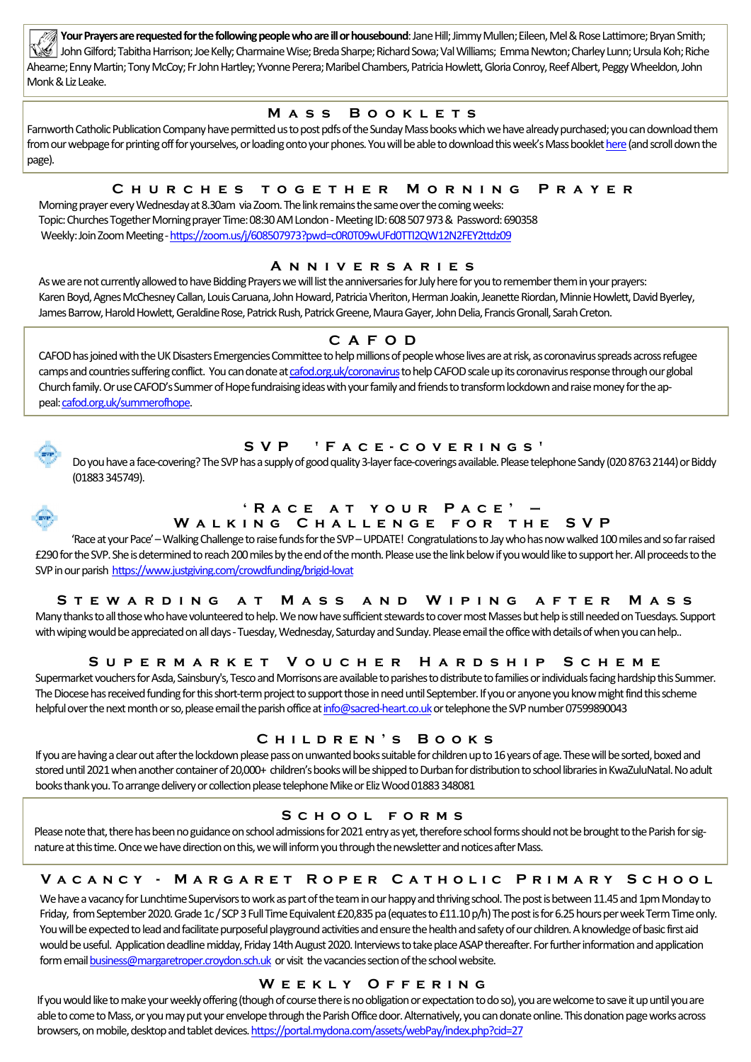**Your Prayers are requested for the following people who are ill or housebound**: Jane Hill; Jimmy Mullen; Eileen, Mel & Rose Lattimore; Bryan Smith; John Gilford; Tabitha Harrison; Joe Kelly; Charmaine Wise; Breda Sharpe; Richard Sowa; Val Williams; Emma Newton; Charley Lunn; Ursula Koh; Riche Ahearne; Enny Martin; Tony McCoy; Fr John Hartley; Yvonne Perera; Maribel Chambers, Patricia Howlett, Gloria Conroy, Reef Albert, Peggy Wheeldon, John Monk & Liz Leake.

## Mass Booklets

Farnworth Catholic Publication Company have permitted us to post pdfs of the Sunday Mass books which we have already purchased; you can download them from our webpage for printing off for yourselves, or loading onto your phones. You will be able to download this week's Mass booklet here (and scroll down the page).

## Churches together Morning Prayer

Morning prayer every Wednesday at 8.30am via Zoom. The link remains the same over the coming weeks:
Topic: Churches Together Morning prayer Time: 08:30 AM London - Meeting ID: 608 507 973 & Password: 690358
Weekly: Join Zoom Meeting - https://zoom.us/j/608507973?pwd=c0R0T09wUFd0TTI2QW12N2FEY2ttdz09

## Anniversaries

As we are not currently allowed to have Bidding Prayers we will list the anniversaries for July here for you to remember them in your prayers:
Karen Boyd, Agnes McChesney Callan, Louis Caruana, John Howard, Patricia Vheriton, Herman Joakin, Jeanette Riordan, Minnie Howlett, David Byerley, James Barrow, Harold Howlett, Geraldine Rose, Patrick Rush, Patrick Greene, Maura Gayer, John Delia, Francis Gronall, Sarah Creton.

## CAFOD

CAFOD has joined with the UK Disasters Emergencies Committee to help millions of people whose lives are at risk, as coronavirus spreads across refugee camps and countries suffering conflict. You can donate at cafod.org.uk/coronavirus to help CAFOD scale up its coronavirus response through our global Church family. Or use CAFOD's Summer of Hope fundraising ideas with your family and friends to transform lockdown and raise money for the appeal: cafod.org.uk/summerofhope.

## SVP 'Face-coverings'

Do you have a face-covering? The SVP has a supply of good quality 3-layer face-coverings available. Please telephone Sandy (020 8763 2144) or Biddy (01883 345749).

## 'Race at your Pace' – Walking Challenge for the SVP

'Race at your Pace' – Walking Challenge to raise funds for the SVP – UPDATE! Congratulations to Jay who has now walked 100 miles and so far raised £290 for the SVP. She is determined to reach 200 miles by the end of the month. Please use the link below if you would like to support her. All proceeds to the SVP in our parish https://www.justgiving.com/crowdfunding/brigid-lovat

## Stewarding at Mass and Wiping after Mass

Many thanks to all those who have volunteered to help. We now have sufficient stewards to cover most Masses but help is still needed on Tuesdays. Support with wiping would be appreciated on all days - Tuesday, Wednesday, Saturday and Sunday. Please email the office with details of when you can help..

## Supermarket Voucher Hardship Scheme

Supermarket vouchers for Asda, Sainsbury's, Tesco and Morrisons are available to parishes to distribute to families or individuals facing hardship this Summer. The Diocese has received funding for this short-term project to support those in need until September. If you or anyone you know might find this scheme helpful over the next month or so, please email the parish office at info@sacred-heart.co.uk or telephone the SVP number 07599890043

## Children's Books

If you are having a clear out after the lockdown please pass on unwanted books suitable for children up to 16 years of age. These will be sorted, boxed and stored until 2021 when another container of 20,000+ children's books will be shipped to Durban for distribution to school libraries in KwaZuluNatal. No adult books thank you. To arrange delivery or collection please telephone Mike or Eliz Wood 01883 348081

## School forms

Please note that, there has been no guidance on school admissions for 2021 entry as yet, therefore school forms should not be brought to the Parish for signature at this time. Once we have direction on this, we will inform you through the newsletter and notices after Mass.

## Vacancy - Margaret Roper Catholic Primary School

We have a vacancy for Lunchtime Supervisors to work as part of the team in our happy and thriving school. The post is between 11.45 and 1pm Monday to Friday, from September 2020. Grade 1c / SCP 3 Full Time Equivalent £20,835 pa (equates to £11.10 p/h) The post is for 6.25 hours per week Term Time only. You will be expected to lead and facilitate purposeful playground activities and ensure the health and safety of our children. A knowledge of basic first aid would be useful. Application deadline midday, Friday 14th August 2020. Interviews to take place ASAP thereafter. For further information and application form email business@margaretroper.croydon.sch.uk or visit the vacancies section of the school website.

## Weekly Offering

If you would like to make your weekly offering (though of course there is no obligation or expectation to do so), you are welcome to save it up until you are able to come to Mass, or you may put your envelope through the Parish Office door. Alternatively, you can donate online. This donation page works across browsers, on mobile, desktop and tablet devices. https://portal.mydona.com/assets/webPay/index.php?cid=27